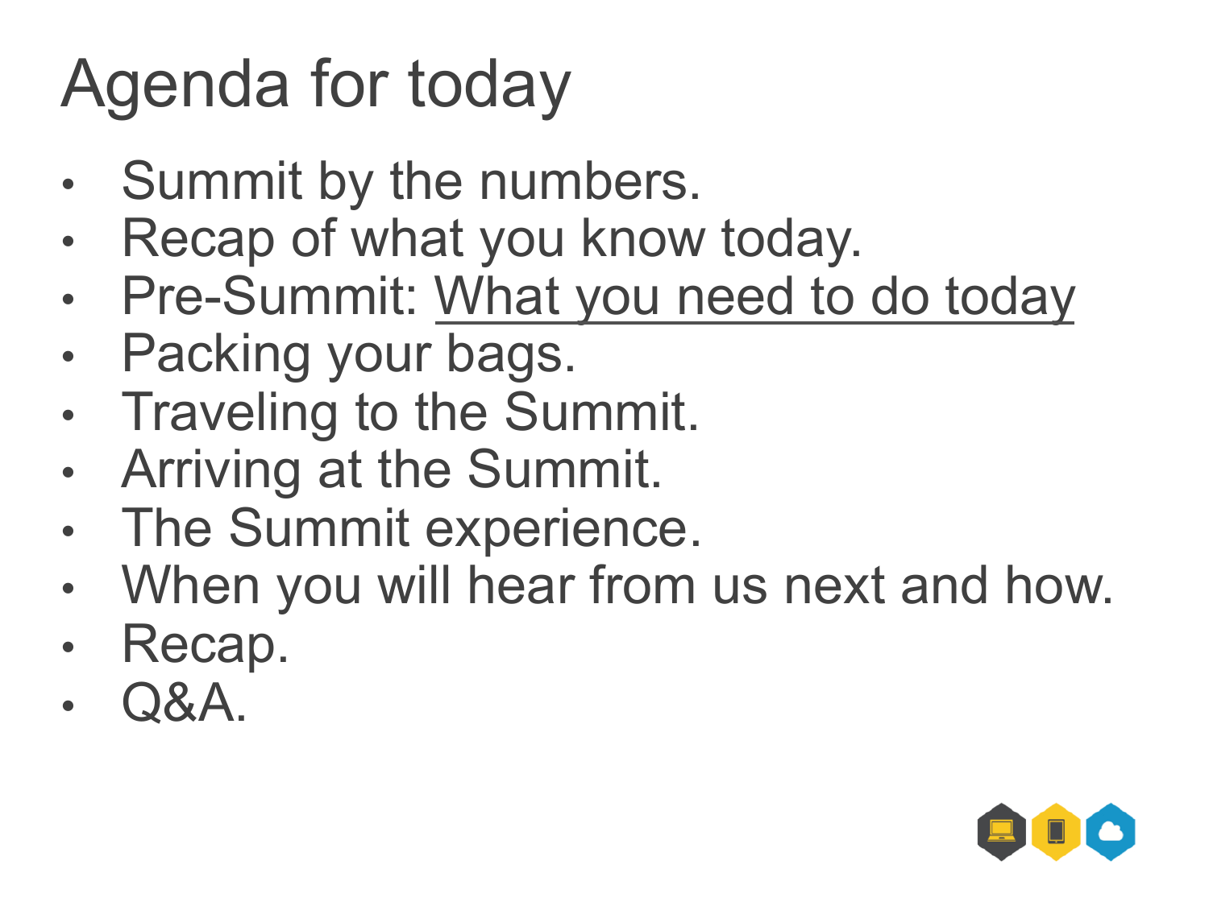# Agenda for today

- Summit by the numbers.
- Recap of what you know today.
- Pre-Summit: <u>What you need to do today</u>
- Packing your bags.
- Traveling to the Summit.
- Arriving at the Summit.
- The Summit experience.
- When you will hear from us next and how.
- Recap.
- Q&A.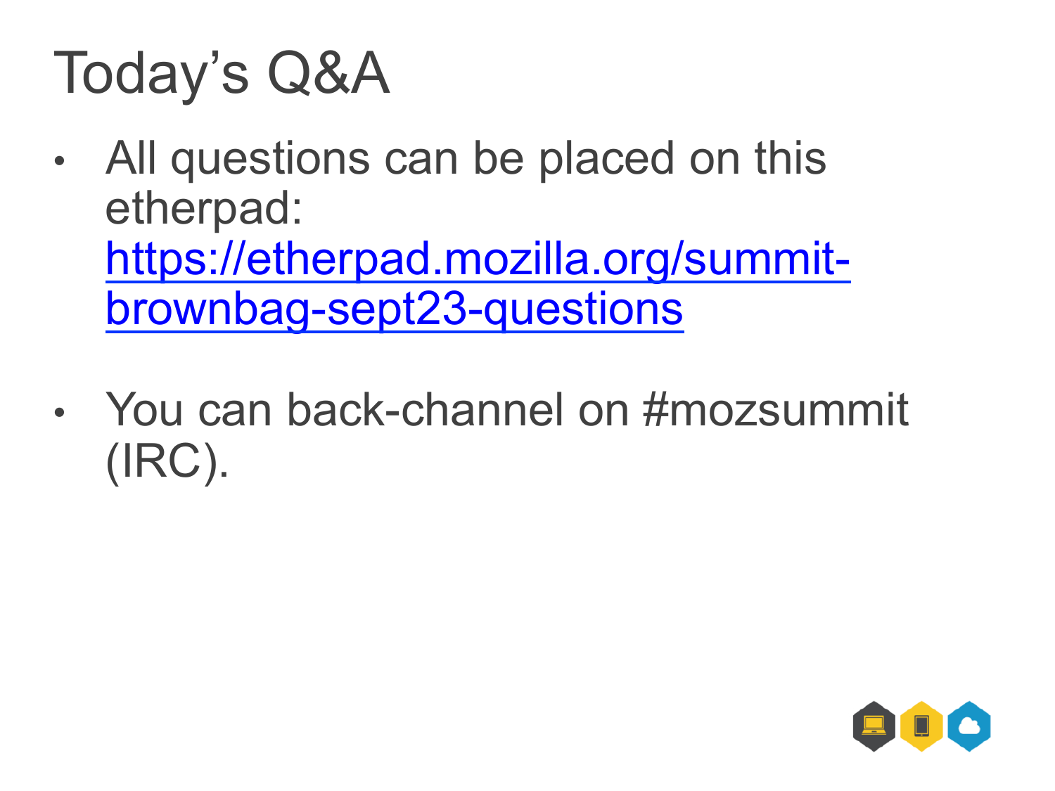# Today's Q&A

- All questions can be placed on this etherpad: [https://etherpad.mozilla.org/summit-brownbag-sept23-questions](https://etherpad.mozilla.org/summit-brownbag-sept23-questions)

- You can back-channel on #mozsummit (IRC).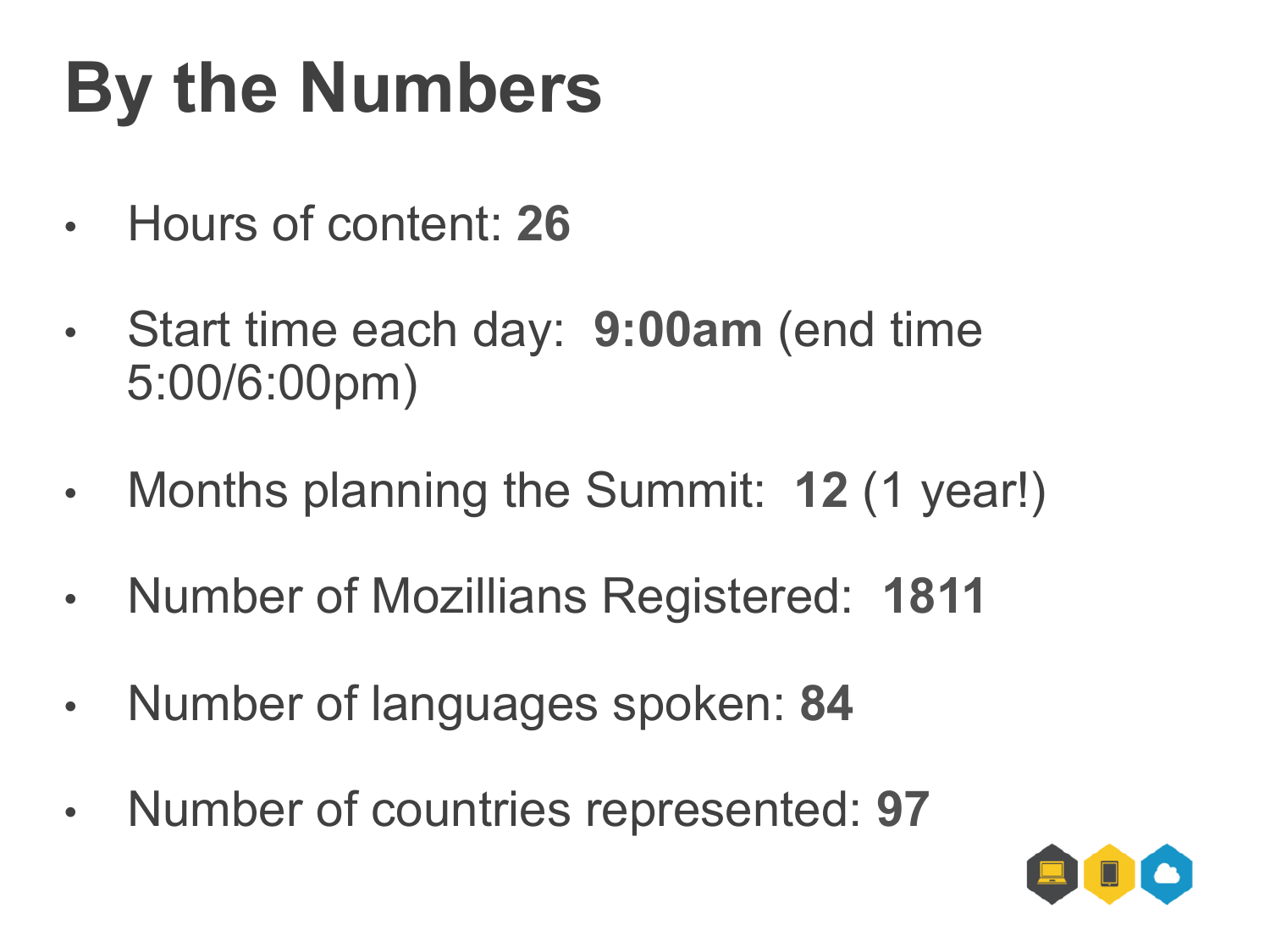# By the Numbers

- Hours of content: **26**
- Start time each day: **9:00am** (end time 5:00/6:00pm)
- Months planning the Summit: **12** (1 year!)
- Number of Mozillians Registered: **1811**
- Number of languages spoken: **84**
- Number of countries represented: **97**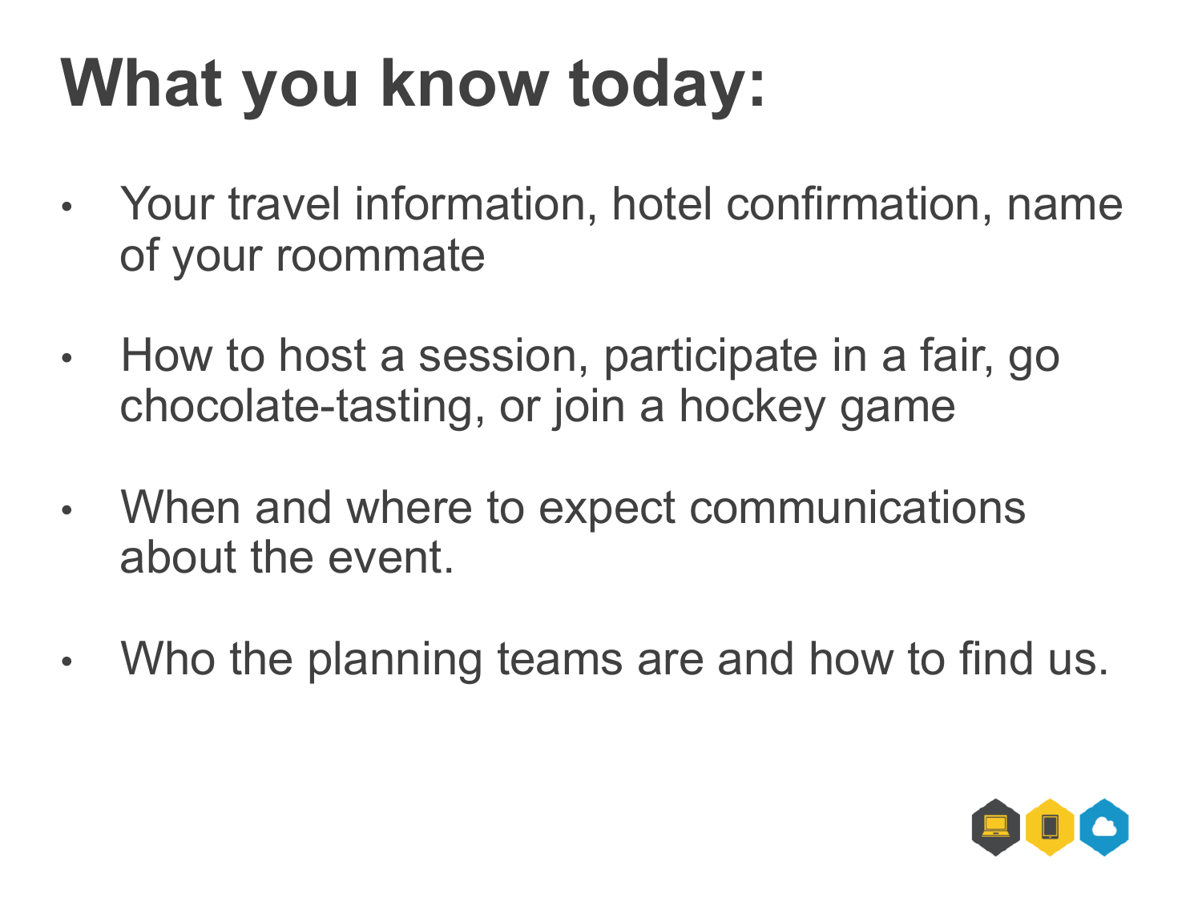# What you know today:

- Your travel information, hotel confirmation, name of your roommate
- How to host a session, participate in a fair, go chocolate-tasting, or join a hockey game
- When and where to expect communications about the event.
- Who the planning teams are and how to find us.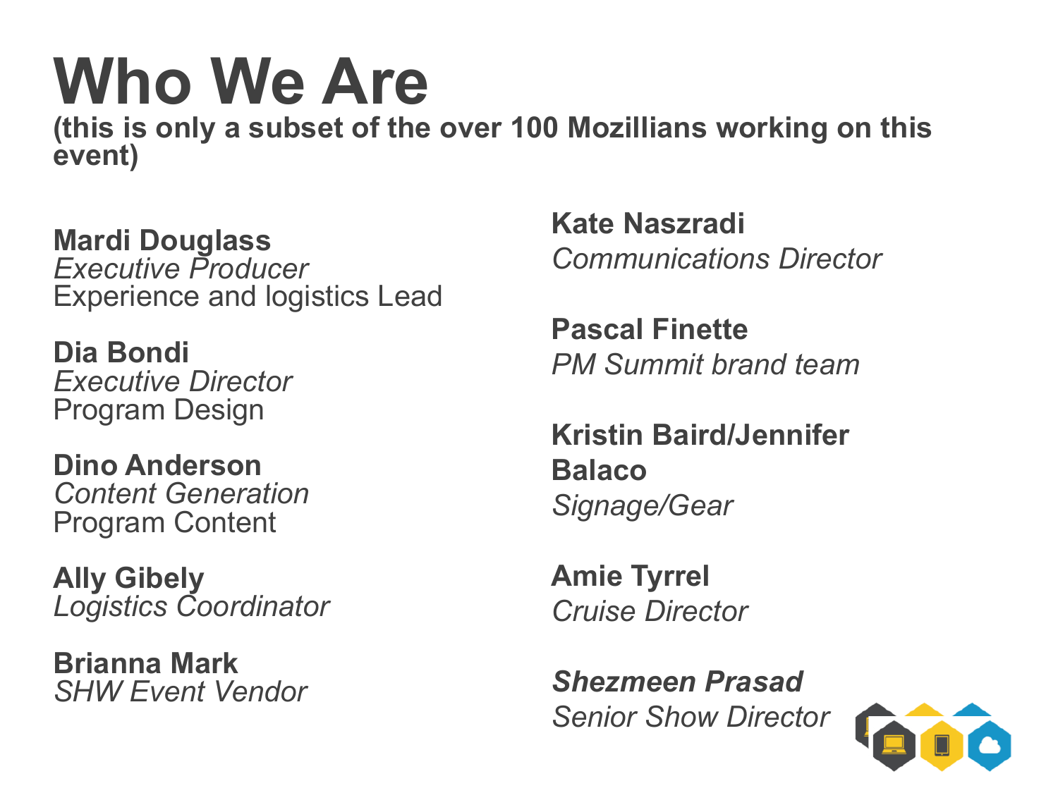# Who We Are

**(this is only a subset of the over 100 Mozillians working on this event)**

**Mardi Douglass**
*Executive Producer*
Experience and logistics Lead

**Dia Bondi**
*Executive Director*
Program Design

**Dino Anderson**
*Content Generation*
Program Content

**Ally Gibely**
*Logistics Coordinator*

**Brianna Mark**
*SHW Event Vendor*

**Kate Naszradi**
*Communications Director*

**Pascal Finette**
*PM Summit brand team*

**Kristin Baird/Jennifer Balaco**
*Signage/Gear*

**Amie Tyrrel**
*Cruise Director*

***Shezmeen Prasad***
*Senior Show Director*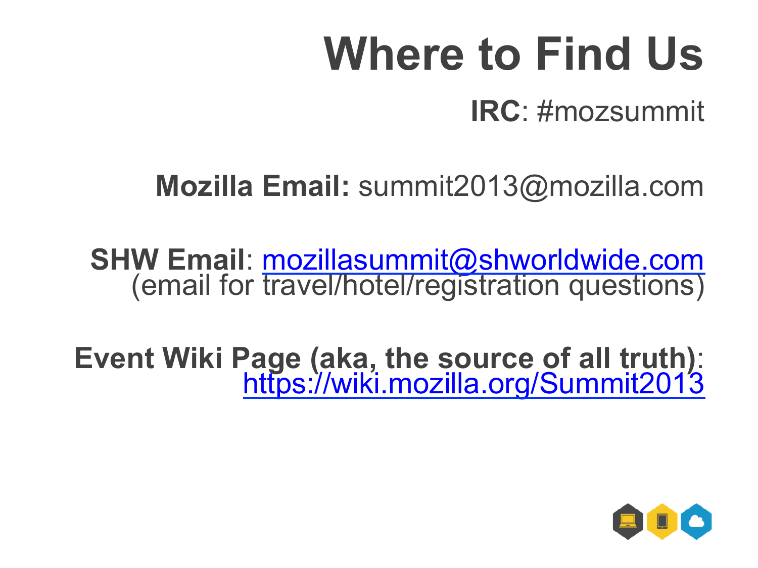# Where to Find Us

**IRC**: #mozsummit

**Mozilla Email:** summit2013@mozilla.com

**SHW Email**: [mozillasummit@shworldwide.com](mailto:mozillasummit@shworldwide.com)
(email for travel/hotel/registration questions)

**Event Wiki Page (aka, the source of all truth)**:
[https://wiki.mozilla.org/Summit2013](https://wiki.mozilla.org/Summit2013)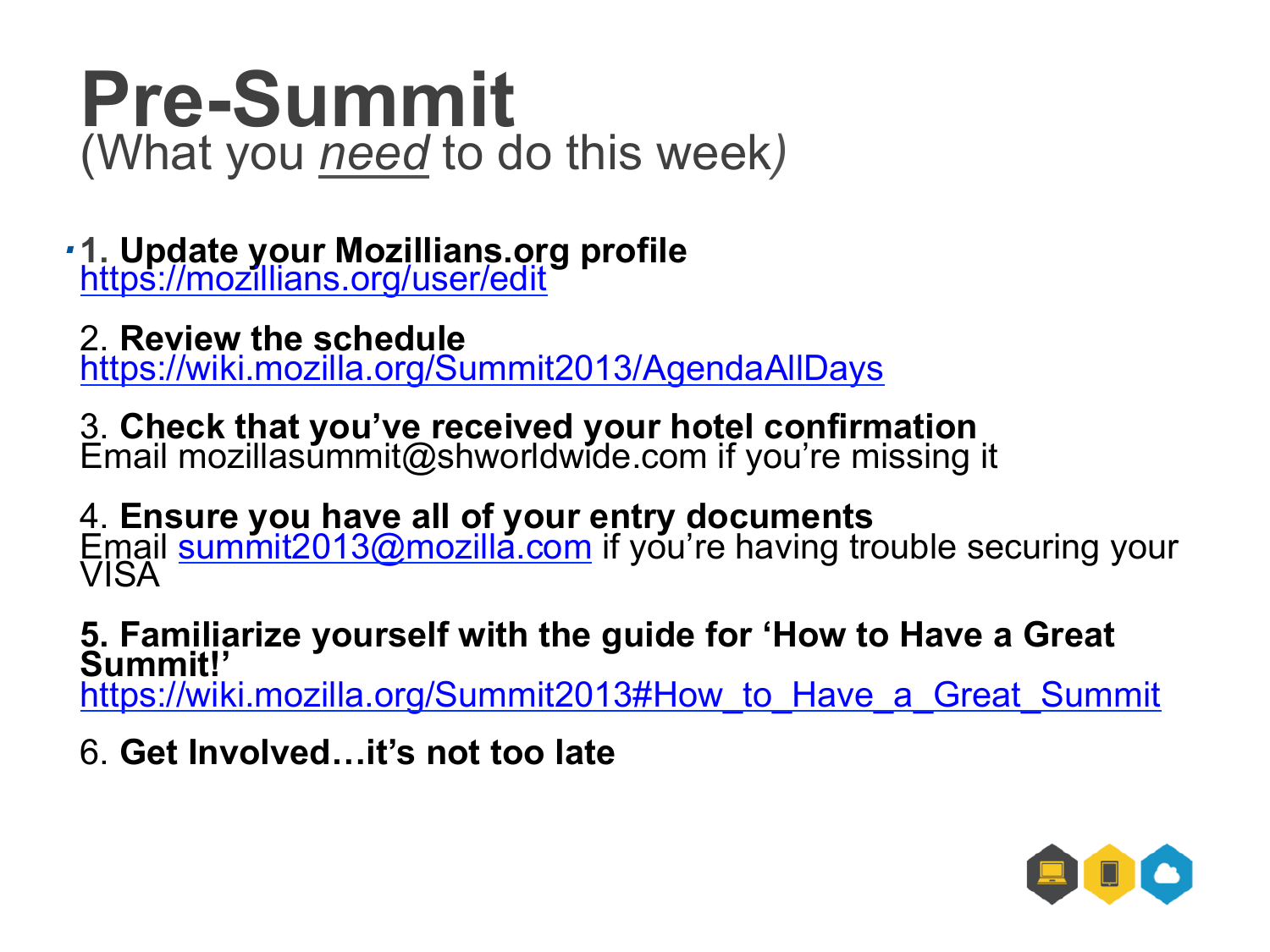# Pre-Summit
(What you *need* to do this week)

**1. Update your Mozillians.org profile**
https://mozillians.org/user/edit

2. **Review the schedule**
https://wiki.mozilla.org/Summit2013/AgendaAllDays

3. **Check that you've received your hotel confirmation**
Email mozillasummit@shworldwide.com if you're missing it

4. **Ensure you have all of your entry documents**
Email summit2013@mozilla.com if you're having trouble securing your VISA

**5. Familiarize yourself with the guide for 'How to Have a Great Summit!'**
https://wiki.mozilla.org/Summit2013#How_to_Have_a_Great_Summit

6. **Get Involved…it's not too late**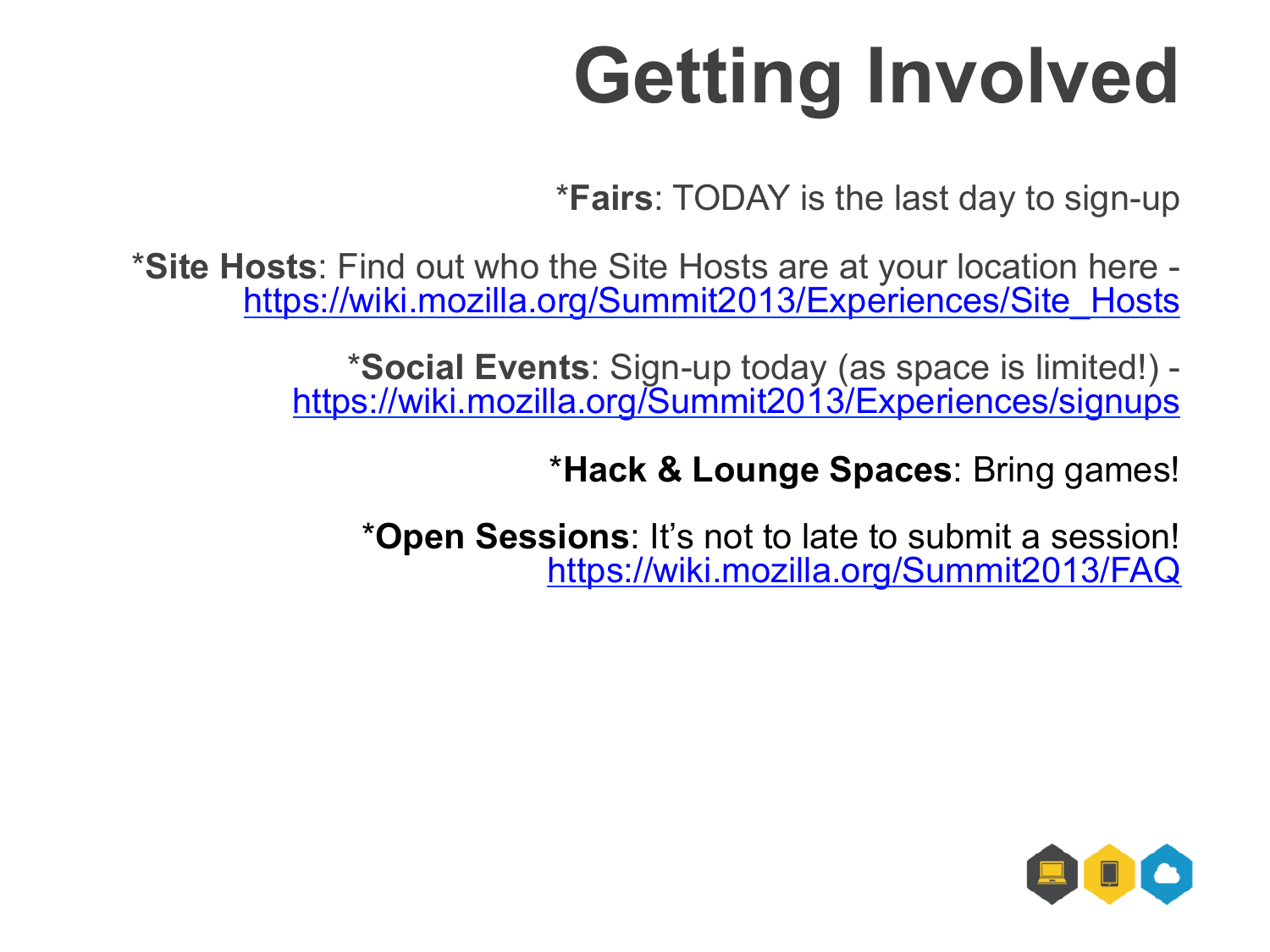# Getting Involved

*__Fairs__: TODAY is the last day to sign-up

*__Site Hosts__: Find out who the Site Hosts are at your location here - https://wiki.mozilla.org/Summit2013/Experiences/Site_Hosts

*__Social Events__: Sign-up today (as space is limited!) - https://wiki.mozilla.org/Summit2013/Experiences/signups

*__Hack & Lounge Spaces__: Bring games!

*__Open Sessions__: It's not to late to submit a session! https://wiki.mozilla.org/Summit2013/FAQ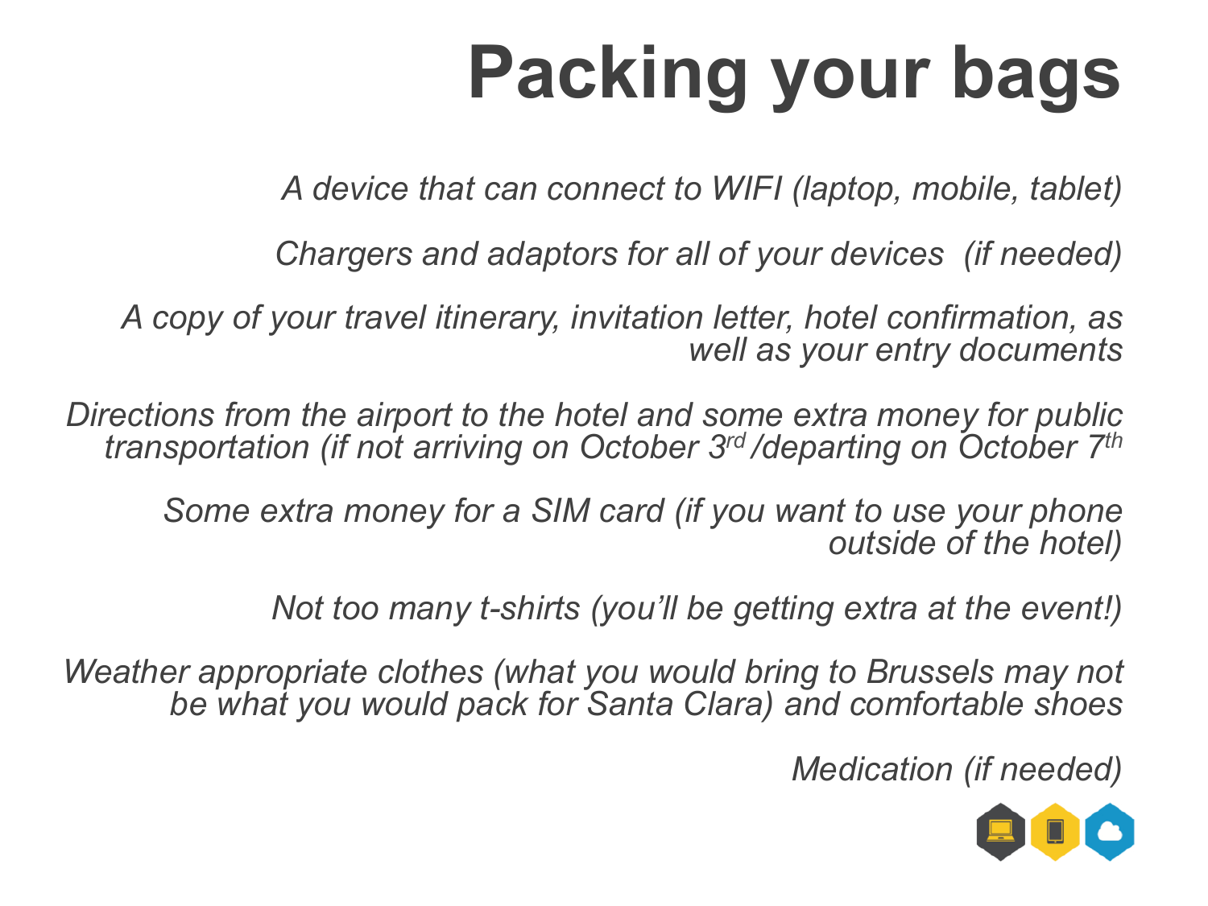# Packing your bags

*A device that can connect to WIFI (laptop, mobile, tablet)*

*Chargers and adaptors for all of your devices (if needed)*

*A copy of your travel itinerary, invitation letter, hotel confirmation, as well as your entry documents*

*Directions from the airport to the hotel and some extra money for public transportation (if not arriving on October 3rd /departing on October 7th*

*Some extra money for a SIM card (if you want to use your phone outside of the hotel)*

*Not too many t-shirts (you'll be getting extra at the event!)*

*Weather appropriate clothes (what you would bring to Brussels may not be what you would pack for Santa Clara) and comfortable shoes*

*Medication (if needed)*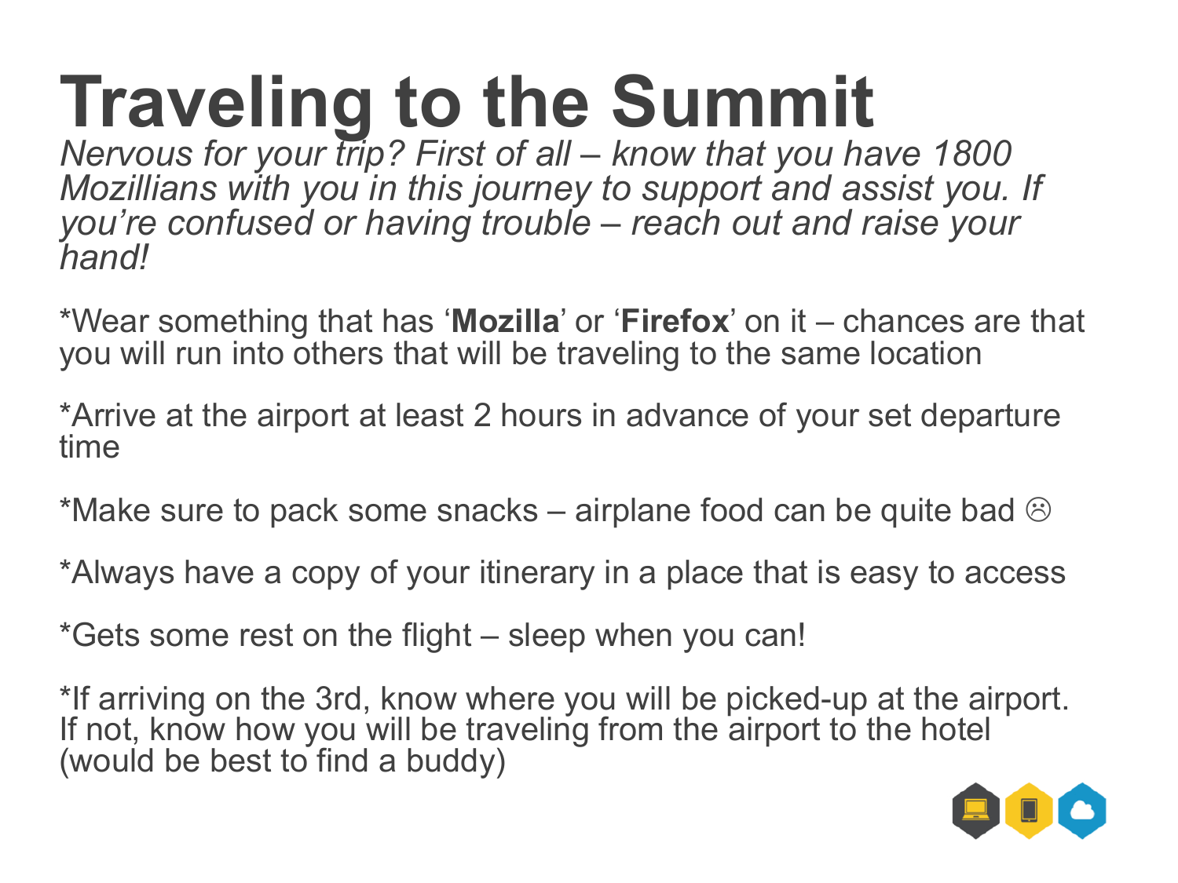# Traveling to the Summit

*Nervous for your trip? First of all – know that you have 1800 Mozillians with you in this journey to support and assist you. If you're confused or having trouble – reach out and raise your hand!*

*Wear something that has '**Mozilla**' or '**Firefox**' on it – chances are that you will run into others that will be traveling to the same location

*Arrive at the airport at least 2 hours in advance of your set departure time

*Make sure to pack some snacks – airplane food can be quite bad ☹

*Always have a copy of your itinerary in a place that is easy to access

*Gets some rest on the flight – sleep when you can!

*If arriving on the 3rd, know where you will be picked-up at the airport. If not, know how you will be traveling from the airport to the hotel (would be best to find a buddy)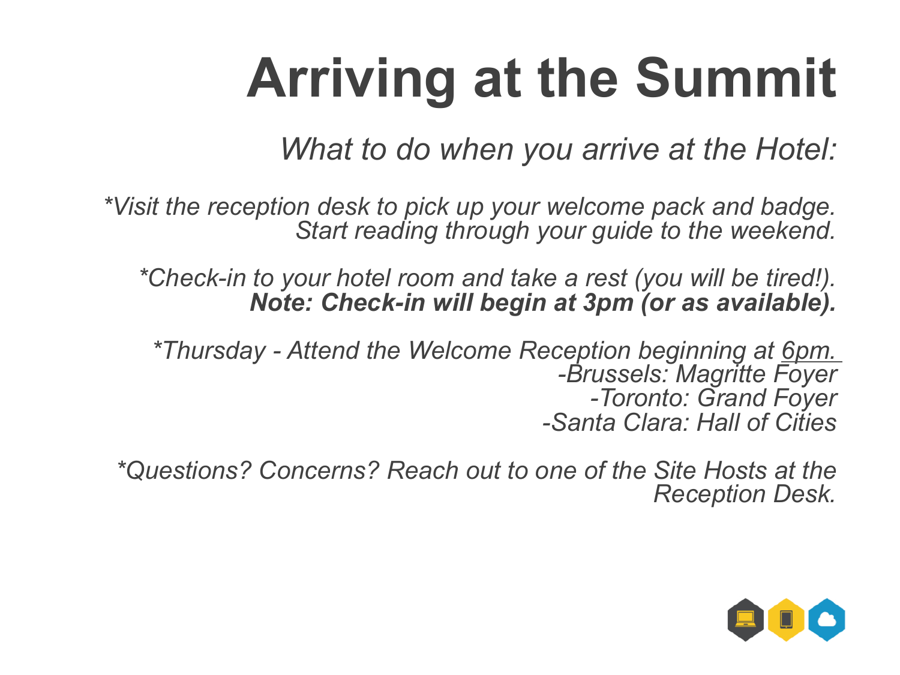# Arriving at the Summit

*What to do when you arrive at the Hotel:*

**Visit the reception desk to pick up your welcome pack and badge. Start reading through your guide to the weekend.*

**Check-in to your hotel room and take a rest (you will be tired!).*
***Note: Check-in will begin at 3pm (or as available).***

**Thursday - Attend the Welcome Reception beginning at <u>6pm.</u>*
*-Brussels: Magritte Foyer*
*-Toronto: Grand Foyer*
*-Santa Clara: Hall of Cities*

**Questions? Concerns? Reach out to one of the Site Hosts at the Reception Desk.*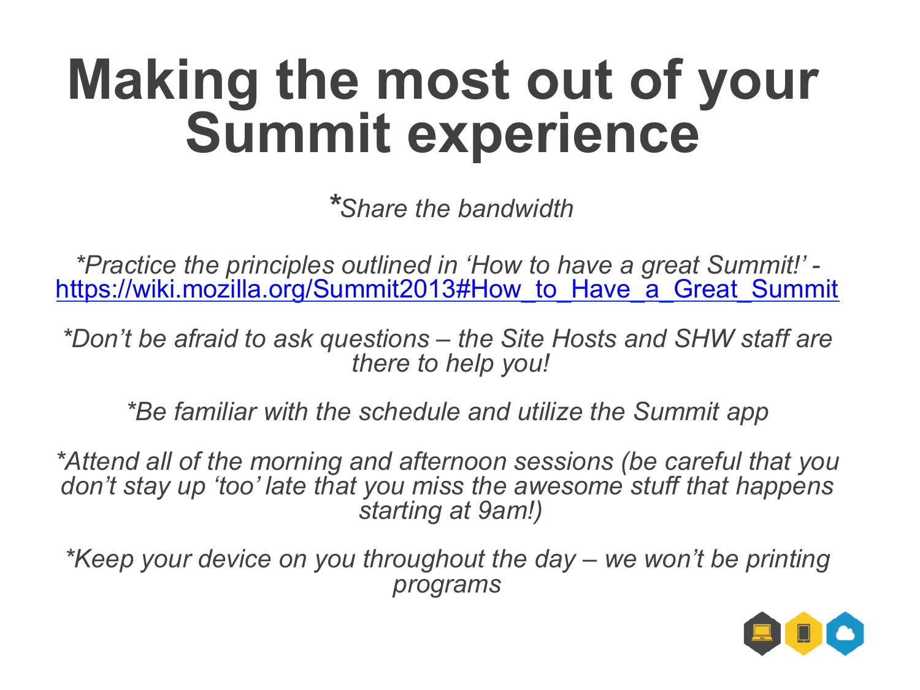# Making the most out of your Summit experience

*Share the bandwidth*

*Practice the principles outlined in 'How to have a great Summit!' - https://wiki.mozilla.org/Summit2013#How_to_Have_a_Great_Summit*

*Don't be afraid to ask questions – the Site Hosts and SHW staff are there to help you!*

*Be familiar with the schedule and utilize the Summit app*

*Attend all of the morning and afternoon sessions (be careful that you don't stay up 'too' late that you miss the awesome stuff that happens starting at 9am!)*

*Keep your device on you throughout the day – we won't be printing programs*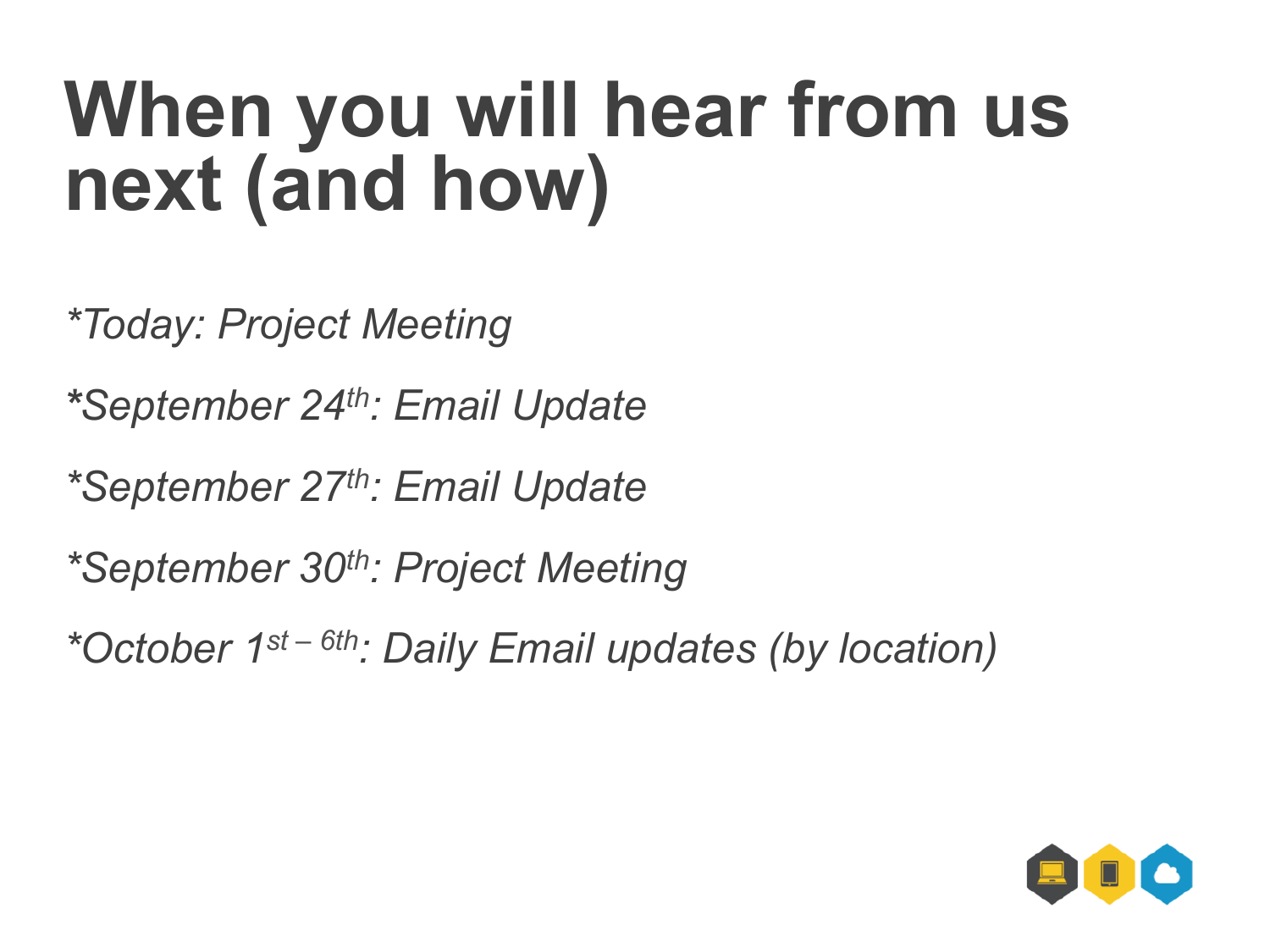# When you will hear from us next (and how)

*\*Today: Project Meeting*

*\*September 24th: Email Update*

*\*September 27th: Email Update*

*\*September 30th: Project Meeting*

*\*October 1st – 6th: Daily Email updates (by location)*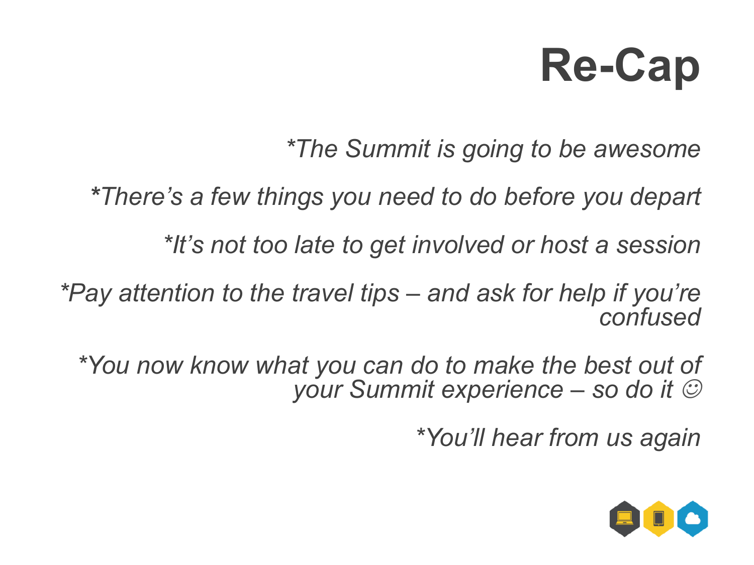# Re-Cap

*\*The Summit is going to be awesome*

*\*There's a few things you need to do before you depart*

*\*It's not too late to get involved or host a session*

*\*Pay attention to the travel tips – and ask for help if you're confused*

*\*You now know what you can do to make the best out of your Summit experience – so do it ☺*

*\*You'll hear from us again*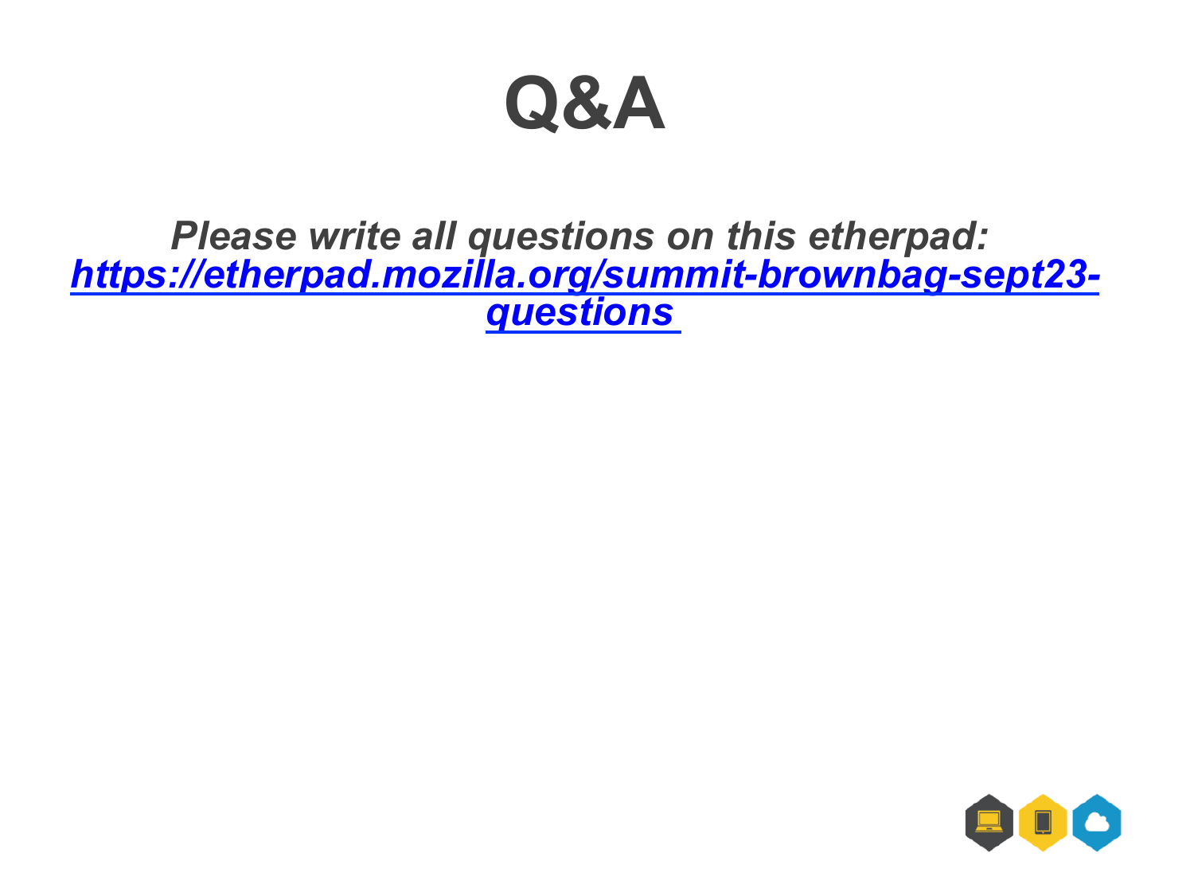# Q&A

***Please write all questions on this etherpad:***
***[https://etherpad.mozilla.org/summit-brownbag-sept23-questions](https://etherpad.mozilla.org/summit-brownbag-sept23-questions)***